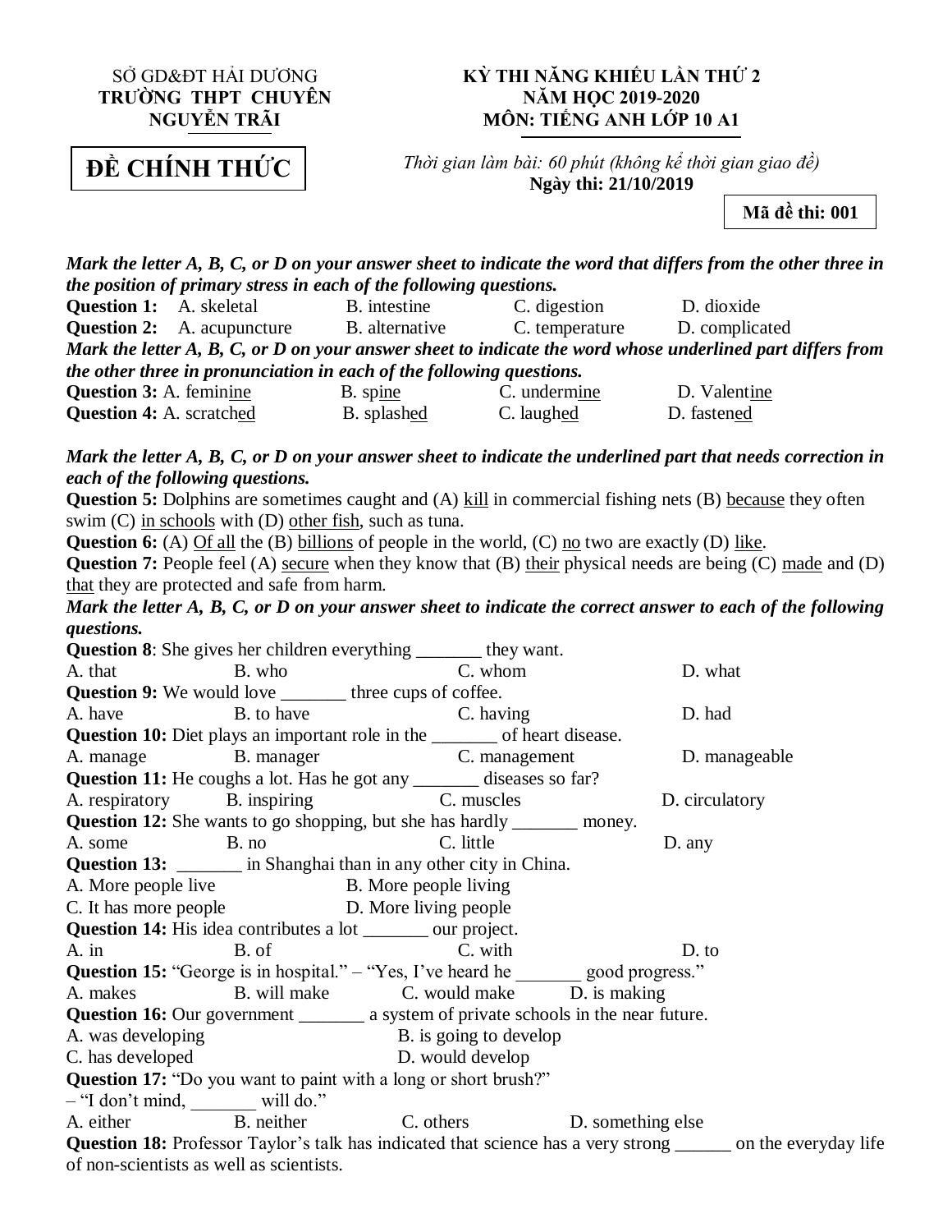SỞ GD&ĐT HẢI DƯƠNG
**TRƯỜNG THPT CHUYÊN NGUYỄN TRÃI**

**ĐỀ CHÍNH THỨC**

**KỲ THI NĂNG KHIẾU LẦN THỨ 2**
**NĂM HỌC 2019-2020**
**MÔN: TIẾNG ANH LỚP 10 A1**

*Thời gian làm bài: 60 phút (không kể thời gian giao đề)*
**Ngày thi: 21/10/2019**

**Mã đề thi: 001**

***Mark the letter A, B, C, or D on your answer sheet to indicate the word that differs from the other three in the position of primary stress in each of the following questions.***

**Question 1:** A. skeletal B. intestine C. digestion D. dioxide

**Question 2:** A. acupuncture B. alternative C. temperature D. complicated

***Mark the letter A, B, C, or D on your answer sheet to indicate the word whose underlined part differs from the other three in pronunciation in each of the following questions.***

**Question 3:** A. femin<u>ine</u> B. sp<u>ine</u> C. underm<u>ine</u> D. Valent<u>ine</u>

**Question 4:** A. scratch<u>ed</u> B. splash<u>ed</u> C. laugh<u>ed</u> D. fasten<u>ed</u>

***Mark the letter A, B, C, or D on your answer sheet to indicate the underlined part that needs correction in each of the following questions.***

**Question 5:** Dolphins are sometimes caught and (A) <u>kill</u> in commercial fishing nets (B) <u>because</u> they often swim (C) <u>in schools</u> with (D) <u>other fish</u>, such as tuna.

**Question 6:** (A) <u>Of all</u> the (B) <u>billions</u> of people in the world, (C) <u>no</u> two are exactly (D) <u>like</u>.

**Question 7:** People feel (A) <u>secure</u> when they know that (B) <u>their</u> physical needs are being (C) <u>made</u> and (D) <u>that</u> they are protected and safe from harm.

***Mark the letter A, B, C, or D on your answer sheet to indicate the correct answer to each of the following questions.***

**Question 8**: She gives her children everything _______ they want.
A. that B. who C. whom D. what

**Question 9:** We would love _______ three cups of coffee.
A. have B. to have C. having D. had

**Question 10:** Diet plays an important role in the _______ of heart disease.
A. manage B. manager C. management D. manageable

**Question 11:** He coughs a lot. Has he got any _______ diseases so far?
A. respiratory B. inspiring C. muscles D. circulatory

**Question 12:** She wants to go shopping, but she has hardly _______ money.
A. some B. no C. little D. any

**Question 13:** _______ in Shanghai than in any other city in China.
A. More people live B. More people living
C. It has more people D. More living people

**Question 14:** His idea contributes a lot _______ our project.
A. in B. of C. with D. to

**Question 15:** "George is in hospital." – "Yes, I've heard he _______ good progress."
A. makes B. will make C. would make D. is making

**Question 16:** Our government _______ a system of private schools in the near future.
A. was developing B. is going to develop
C. has developed D. would develop

**Question 17:** "Do you want to paint with a long or short brush?"
– "I don't mind, _______ will do."
A. either B. neither C. others D. something else

**Question 18:** Professor Taylor's talk has indicated that science has a very strong ______ on the everyday life of non-scientists as well as scientists.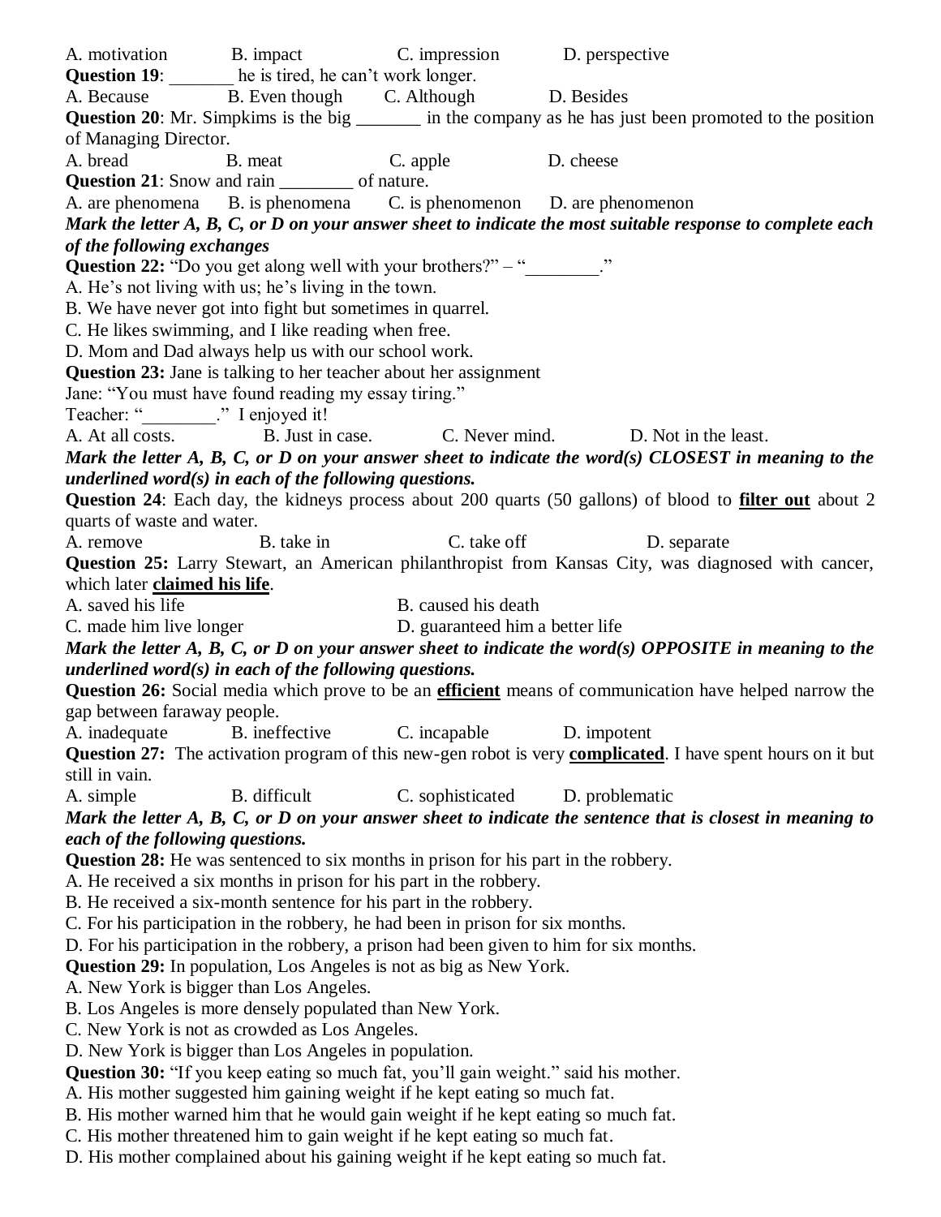A. motivation B. impact C. impression D. perspective

**Question 19**: _______ he is tired, he can't work longer.

A. Because B. Even though C. Although D. Besides

**Question 20**: Mr. Simpkims is the big _______ in the company as he has just been promoted to the position of Managing Director.

A. bread B. meat C. apple D. cheese

**Question 21**: Snow and rain ________ of nature.

A. are phenomena B. is phenomena C. is phenomenon D. are phenomenon

***Mark the letter A, B, C, or D on your answer sheet to indicate the most suitable response to complete each of the following exchanges***

**Question 22:** "Do you get along well with your brothers?" – "________."

A. He's not living with us; he's living in the town.
B. We have never got into fight but sometimes in quarrel.
C. He likes swimming, and I like reading when free.
D. Mom and Dad always help us with our school work.

**Question 23:** Jane is talking to her teacher about her assignment

Jane: "You must have found reading my essay tiring."

Teacher: "________." I enjoyed it!

A. At all costs. B. Just in case. C. Never mind. D. Not in the least.

***Mark the letter A, B, C, or D on your answer sheet to indicate the word(s) CLOSEST in meaning to the underlined word(s) in each of the following questions.***

**Question 24**: Each day, the kidneys process about 200 quarts (50 gallons) of blood to **filter out** about 2 quarts of waste and water.

A. remove B. take in C. take off D. separate

**Question 25:** Larry Stewart, an American philanthropist from Kansas City, was diagnosed with cancer, which later **claimed his life**.

A. saved his life B. caused his death
C. made him live longer D. guaranteed him a better life

***Mark the letter A, B, C, or D on your answer sheet to indicate the word(s) OPPOSITE in meaning to the underlined word(s) in each of the following questions.***

**Question 26:** Social media which prove to be an **efficient** means of communication have helped narrow the gap between faraway people.

A. inadequate B. ineffective C. incapable D. impotent

**Question 27:** The activation program of this new-gen robot is very **complicated**. I have spent hours on it but still in vain.

A. simple B. difficult C. sophisticated D. problematic

***Mark the letter A, B, C, or D on your answer sheet to indicate the sentence that is closest in meaning to each of the following questions.***

**Question 28:** He was sentenced to six months in prison for his part in the robbery.

A. He received a six months in prison for his part in the robbery.
B. He received a six-month sentence for his part in the robbery.
C. For his participation in the robbery, he had been in prison for six months.
D. For his participation in the robbery, a prison had been given to him for six months.

**Question 29:** In population, Los Angeles is not as big as New York.

A. New York is bigger than Los Angeles.
B. Los Angeles is more densely populated than New York.
C. New York is not as crowded as Los Angeles.
D. New York is bigger than Los Angeles in population.

**Question 30:** "If you keep eating so much fat, you'll gain weight." said his mother.

A. His mother suggested him gaining weight if he kept eating so much fat.
B. His mother warned him that he would gain weight if he kept eating so much fat.
C. His mother threatened him to gain weight if he kept eating so much fat.
D. His mother complained about his gaining weight if he kept eating so much fat.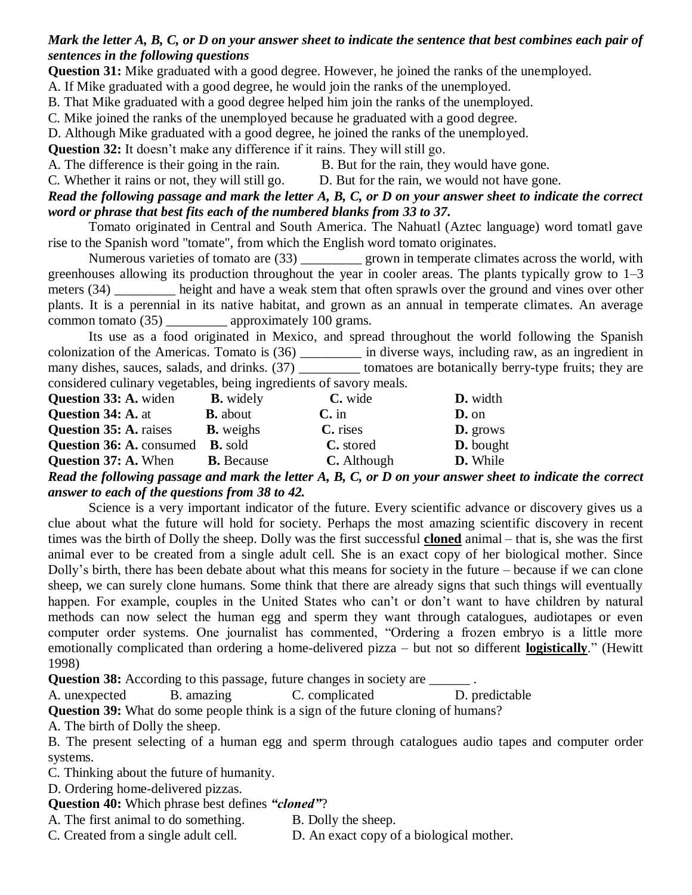***Mark the letter A, B, C, or D on your answer sheet to indicate the sentence that best combines each pair of sentences in the following questions***

**Question 31:** Mike graduated with a good degree. However, he joined the ranks of the unemployed.

A. If Mike graduated with a good degree, he would join the ranks of the unemployed.

B. That Mike graduated with a good degree helped him join the ranks of the unemployed.

C. Mike joined the ranks of the unemployed because he graduated with a good degree.

D. Although Mike graduated with a good degree, he joined the ranks of the unemployed.

**Question 32:** It doesn't make any difference if it rains. They will still go.

A. The difference is their going in the rain. B. But for the rain, they would have gone.

C. Whether it rains or not, they will still go. D. But for the rain, we would not have gone.

***Read the following passage and mark the letter A, B, C, or D on your answer sheet to indicate the correct word or phrase that best fits each of the numbered blanks from 33 to 37.***

Tomato originated in Central and South America. The Nahuatl (Aztec language) word tomatl gave rise to the Spanish word "tomate", from which the English word tomato originates.

Numerous varieties of tomato are (33) _________ grown in temperate climates across the world, with greenhouses allowing its production throughout the year in cooler areas. The plants typically grow to 1–3 meters (34) _________ height and have a weak stem that often sprawls over the ground and vines over other plants. It is a perennial in its native habitat, and grown as an annual in temperate climates. An average common tomato (35) _________ approximately 100 grams.

Its use as a food originated in Mexico, and spread throughout the world following the Spanish colonization of the Americas. Tomato is (36) _________ in diverse ways, including raw, as an ingredient in many dishes, sauces, salads, and drinks. (37) _________ tomatoes are botanically berry-type fruits; they are considered culinary vegetables, being ingredients of savory meals.

**Question 33: A.** widen **B.** widely **C.** wide **D.** width

**Question 34: A.** at **B.** about **C.** in **D.** on

**Question 35: A.** raises **B.** weighs **C.** rises **D.** grows

**Question 36: A.** consumed **B.** sold **C.** stored **D.** bought

**Question 37: A.** When **B.** Because **C.** Although **D.** While

***Read the following passage and mark the letter A, B, C, or D on your answer sheet to indicate the correct answer to each of the questions from 38 to 42.***

Science is a very important indicator of the future. Every scientific advance or discovery gives us a clue about what the future will hold for society. Perhaps the most amazing scientific discovery in recent times was the birth of Dolly the sheep. Dolly was the first successful **cloned** animal – that is, she was the first animal ever to be created from a single adult cell. She is an exact copy of her biological mother. Since Dolly's birth, there has been debate about what this means for society in the future – because if we can clone sheep, we can surely clone humans. Some think that there are already signs that such things will eventually happen. For example, couples in the United States who can't or don't want to have children by natural methods can now select the human egg and sperm they want through catalogues, audiotapes or even computer order systems. One journalist has commented, "Ordering a frozen embryo is a little more emotionally complicated than ordering a home-delivered pizza – but not so different **logistically**." (Hewitt 1998)

**Question 38:** According to this passage, future changes in society are ______ .

A. unexpected B. amazing C. complicated D. predictable

**Question 39:** What do some people think is a sign of the future cloning of humans?

A. The birth of Dolly the sheep.

B. The present selecting of a human egg and sperm through catalogues audio tapes and computer order systems.

C. Thinking about the future of humanity.

D. Ordering home-delivered pizzas.

**Question 40:** Which phrase best defines ***"cloned"***?

A. The first animal to do something. B. Dolly the sheep.

C. Created from a single adult cell. D. An exact copy of a biological mother.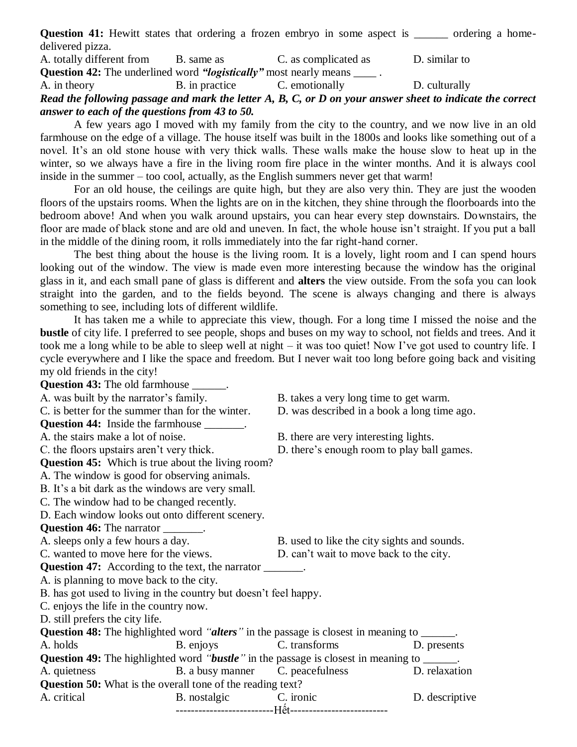**Question 41:** Hewitt states that ordering a frozen embryo in some aspect is ______ ordering a home-delivered pizza.

A. totally different from B. same as C. as complicated as D. similar to

**Question 42:** The underlined word ***"logistically"*** most nearly means ____ .

A. in theory B. in practice C. emotionally D. culturally

***Read the following passage and mark the letter A, B, C, or D on your answer sheet to indicate the correct answer to each of the questions from 43 to 50.***

A few years ago I moved with my family from the city to the country, and we now live in an old farmhouse on the edge of a village. The house itself was built in the 1800s and looks like something out of a novel. It's an old stone house with very thick walls. These walls make the house slow to heat up in the winter, so we always have a fire in the living room fire place in the winter months. And it is always cool inside in the summer – too cool, actually, as the English summers never get that warm!

For an old house, the ceilings are quite high, but they are also very thin. They are just the wooden floors of the upstairs rooms. When the lights are on in the kitchen, they shine through the floorboards into the bedroom above! And when you walk around upstairs, you can hear every step downstairs. Downstairs, the floor are made of black stone and are old and uneven. In fact, the whole house isn't straight. If you put a ball in the middle of the dining room, it rolls immediately into the far right-hand corner.

The best thing about the house is the living room. It is a lovely, light room and I can spend hours looking out of the window. The view is made even more interesting because the window has the original glass in it, and each small pane of glass is different and **alters** the view outside. From the sofa you can look straight into the garden, and to the fields beyond. The scene is always changing and there is always something to see, including lots of different wildlife.

It has taken me a while to appreciate this view, though. For a long time I missed the noise and the **bustle** of city life. I preferred to see people, shops and buses on my way to school, not fields and trees. And it took me a long while to be able to sleep well at night – it was too quiet! Now I've got used to country life. I cycle everywhere and I like the space and freedom. But I never wait too long before going back and visiting my old friends in the city!

**Question 43:** The old farmhouse ______.

A. was built by the narrator's family.
B. takes a very long time to get warm.
C. is better for the summer than for the winter.
D. was described in a book a long time ago.

**Question 44:** Inside the farmhouse _______.

A. the stairs make a lot of noise.
B. there are very interesting lights.
C. the floors upstairs aren't very thick.
D. there's enough room to play ball games.

**Question 45:** Which is true about the living room?

A. The window is good for observing animals.
B. It's a bit dark as the windows are very small.
C. The window had to be changed recently.
D. Each window looks out onto different scenery.

**Question 46:** The narrator _______.

A. sleeps only a few hours a day.
B. used to like the city sights and sounds.
C. wanted to move here for the views.
D. can't wait to move back to the city.

**Question 47:** According to the text, the narrator _______.

A. is planning to move back to the city.
B. has got used to living in the country but doesn't feel happy.
C. enjoys the life in the country now.
D. still prefers the city life.

**Question 48:** The highlighted word *"**alters**"* in the passage is closest in meaning to ______.

A. holds B. enjoys C. transforms D. presents

**Question 49:** The highlighted word *"**bustle**"* in the passage is closest in meaning to ______.

A. quietness B. a busy manner C. peacefulness D. relaxation

**Question 50:** What is the overall tone of the reading text?

A. critical B. nostalgic C. ironic D. descriptive

-------------------------Hết-------------------------